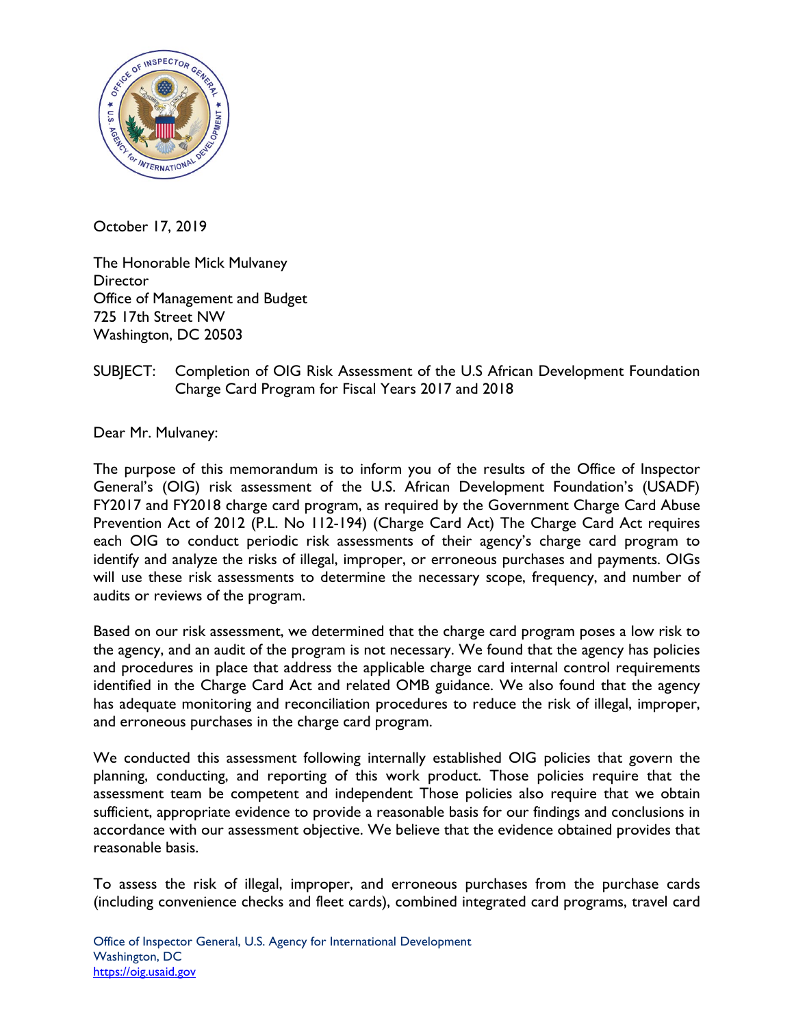October 17, 2019

The Honorable Mick Mulvaney
Director
Office of Management and Budget
725 17th Street NW
Washington, DC 20503

SUBJECT: Completion of OIG Risk Assessment of the U.S African Development Foundation Charge Card Program for Fiscal Years 2017 and 2018

Dear Mr. Mulvaney:

The purpose of this memorandum is to inform you of the results of the Office of Inspector General's (OIG) risk assessment of the U.S. African Development Foundation's (USADF) FY2017 and FY2018 charge card program, as required by the Government Charge Card Abuse Prevention Act of 2012 (P.L. No 112-194) (Charge Card Act) The Charge Card Act requires each OIG to conduct periodic risk assessments of their agency's charge card program to identify and analyze the risks of illegal, improper, or erroneous purchases and payments. OIGs will use these risk assessments to determine the necessary scope, frequency, and number of audits or reviews of the program.

Based on our risk assessment, we determined that the charge card program poses a low risk to the agency, and an audit of the program is not necessary. We found that the agency has policies and procedures in place that address the applicable charge card internal control requirements identified in the Charge Card Act and related OMB guidance. We also found that the agency has adequate monitoring and reconciliation procedures to reduce the risk of illegal, improper, and erroneous purchases in the charge card program.

We conducted this assessment following internally established OIG policies that govern the planning, conducting, and reporting of this work product. Those policies require that the assessment team be competent and independent Those policies also require that we obtain sufficient, appropriate evidence to provide a reasonable basis for our findings and conclusions in accordance with our assessment objective. We believe that the evidence obtained provides that reasonable basis.

To assess the risk of illegal, improper, and erroneous purchases from the purchase cards (including convenience checks and fleet cards), combined integrated card programs, travel card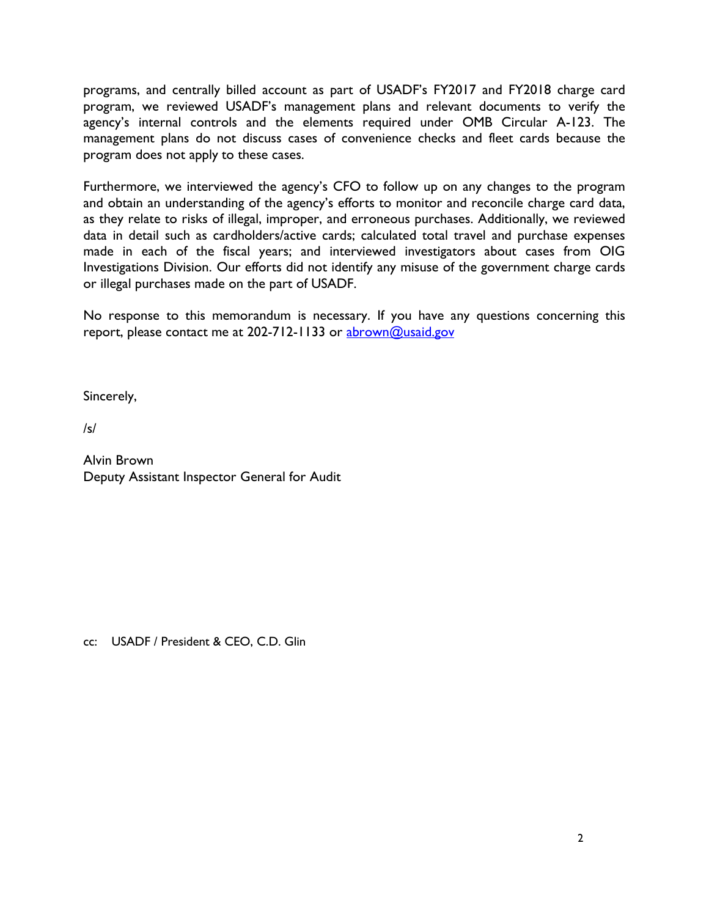programs, and centrally billed account as part of USADF's FY2017 and FY2018 charge card program, we reviewed USADF's management plans and relevant documents to verify the agency's internal controls and the elements required under OMB Circular A-123. The management plans do not discuss cases of convenience checks and fleet cards because the program does not apply to these cases.

Furthermore, we interviewed the agency's CFO to follow up on any changes to the program and obtain an understanding of the agency's efforts to monitor and reconcile charge card data, as they relate to risks of illegal, improper, and erroneous purchases. Additionally, we reviewed data in detail such as cardholders/active cards; calculated total travel and purchase expenses made in each of the fiscal years; and interviewed investigators about cases from OIG Investigations Division. Our efforts did not identify any misuse of the government charge cards or illegal purchases made on the part of USADF.

No response to this memorandum is necessary. If you have any questions concerning this report, please contact me at 202-712-1133 or [abrown@usaid.gov](mailto:abrown@usaid.gov)

Sincerely,

/s/

Alvin Brown
Deputy Assistant Inspector General for Audit

cc: USADF / President & CEO, C.D. Glin